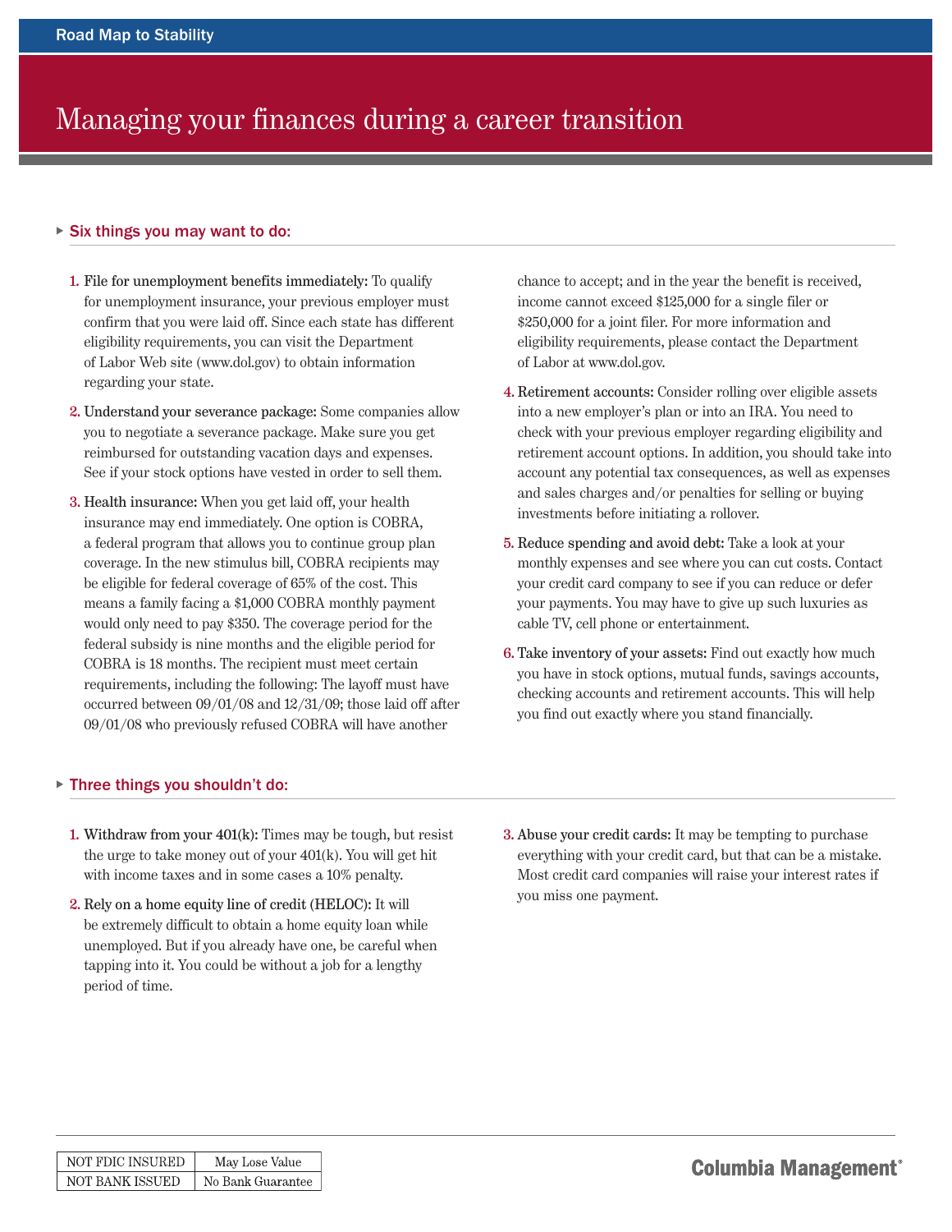Road Map to Stability

# Managing your finances during a career transition

## Six things you may want to do:

1. **File for unemployment benefits immediately:** To qualify for unemployment insurance, your previous employer must confirm that you were laid off. Since each state has different eligibility requirements, you can visit the Department of Labor Web site (www.dol.gov) to obtain information regarding your state.

2. **Understand your severance package:** Some companies allow you to negotiate a severance package. Make sure you get reimbursed for outstanding vacation days and expenses. See if your stock options have vested in order to sell them.

3. **Health insurance:** When you get laid off, your health insurance may end immediately. One option is COBRA, a federal program that allows you to continue group plan coverage. In the new stimulus bill, COBRA recipients may be eligible for federal coverage of 65% of the cost. This means a family facing a $1,000 COBRA monthly payment would only need to pay $350. The coverage period for the federal subsidy is nine months and the eligible period for COBRA is 18 months. The recipient must meet certain requirements, including the following: The layoff must have occurred between 09/01/08 and 12/31/09; those laid off after 09/01/08 who previously refused COBRA will have another chance to accept; and in the year the benefit is received, income cannot exceed $125,000 for a single filer or $250,000 for a joint filer. For more information and eligibility requirements, please contact the Department of Labor at www.dol.gov.

4. **Retirement accounts:** Consider rolling over eligible assets into a new employer's plan or into an IRA. You need to check with your previous employer regarding eligibility and retirement account options. In addition, you should take into account any potential tax consequences, as well as expenses and sales charges and/or penalties for selling or buying investments before initiating a rollover.

5. **Reduce spending and avoid debt:** Take a look at your monthly expenses and see where you can cut costs. Contact your credit card company to see if you can reduce or defer your payments. You may have to give up such luxuries as cable TV, cell phone or entertainment.

6. **Take inventory of your assets:** Find out exactly how much you have in stock options, mutual funds, savings accounts, checking accounts and retirement accounts. This will help you find out exactly where you stand financially.

## Three things you shouldn't do:

1. **Withdraw from your 401(k):** Times may be tough, but resist the urge to take money out of your 401(k). You will get hit with income taxes and in some cases a 10% penalty.

2. **Rely on a home equity line of credit (HELOC):** It will be extremely difficult to obtain a home equity loan while unemployed. But if you already have one, be careful when tapping into it. You could be without a job for a lengthy period of time.

3. **Abuse your credit cards:** It may be tempting to purchase everything with your credit card, but that can be a mistake. Most credit card companies will raise your interest rates if you miss one payment.

| NOT FDIC INSURED | May Lose Value |
|---|---|
| NOT BANK ISSUED | No Bank Guarantee |

Columbia Management®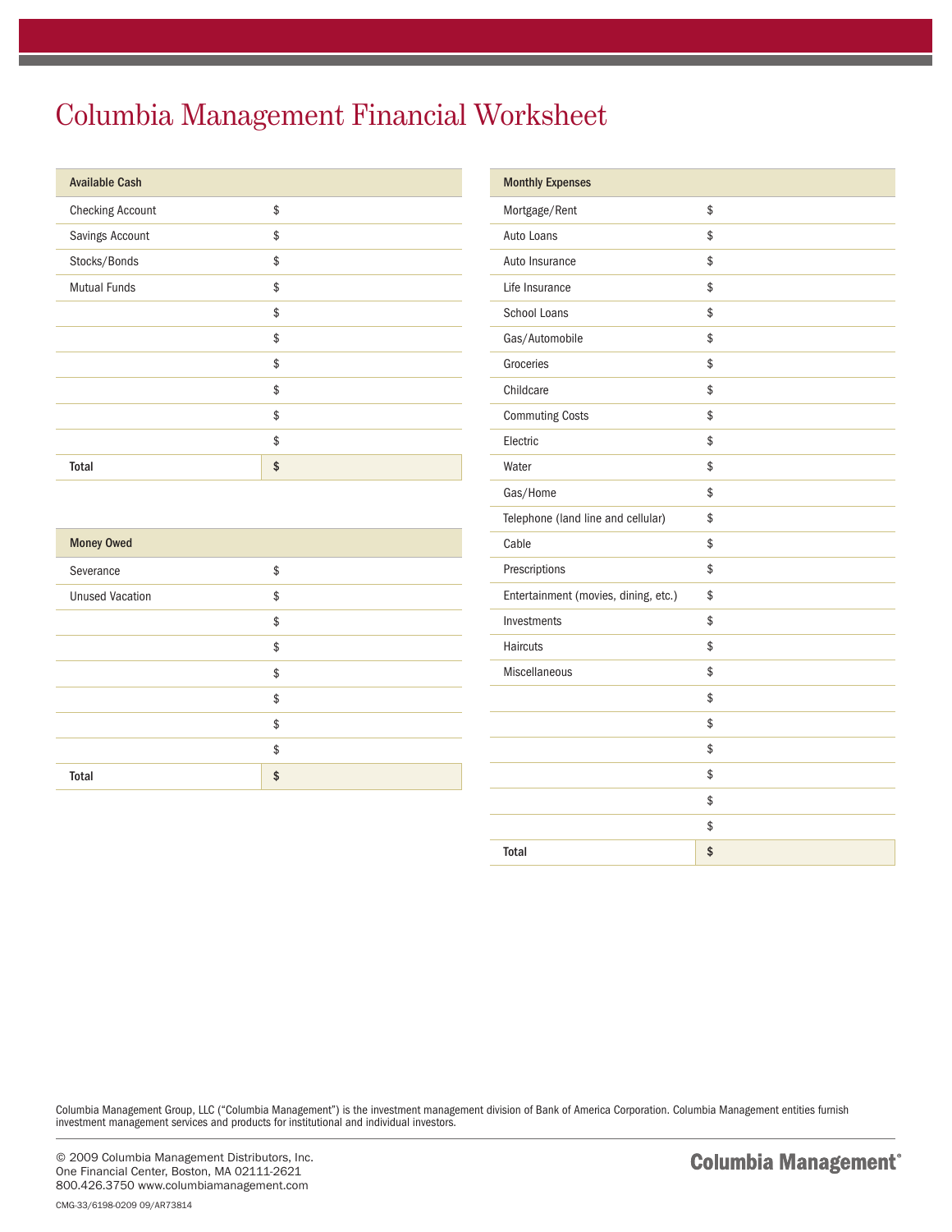# Columbia Management Financial Worksheet

| Available Cash | |
|---|---|
| Checking Account | $ |
| Savings Account | $ |
| Stocks/Bonds | $ |
| Mutual Funds | $ |
| | $ |
| | $ |
| | $ |
| | $ |
| | $ |
| | $ |
| **Total** | **$** |

| Money Owed | |
|---|---|
| Severance | $ |
| Unused Vacation | $ |
| | $ |
| | $ |
| | $ |
| | $ |
| | $ |
| | $ |
| **Total** | **$** |

| Monthly Expenses | |
|---|---|
| Mortgage/Rent | $ |
| Auto Loans | $ |
| Auto Insurance | $ |
| Life Insurance | $ |
| School Loans | $ |
| Gas/Automobile | $ |
| Groceries | $ |
| Childcare | $ |
| Commuting Costs | $ |
| Electric | $ |
| Water | $ |
| Gas/Home | $ |
| Telephone (land line and cellular) | $ |
| Cable | $ |
| Prescriptions | $ |
| Entertainment (movies, dining, etc.) | $ |
| Investments | $ |
| Haircuts | $ |
| Miscellaneous | $ |
| | $ |
| | $ |
| | $ |
| | $ |
| | $ |
| | $ |
| **Total** | **$** |

Columbia Management Group, LLC ("Columbia Management") is the investment management division of Bank of America Corporation. Columbia Management entities furnish investment management services and products for institutional and individual investors.

© 2009 Columbia Management Distributors, Inc.
One Financial Center, Boston, MA 02111-2621
800.426.3750 www.columbiamanagement.com

CMG-33/6198-0209 09/AR73814

**Columbia Management®**